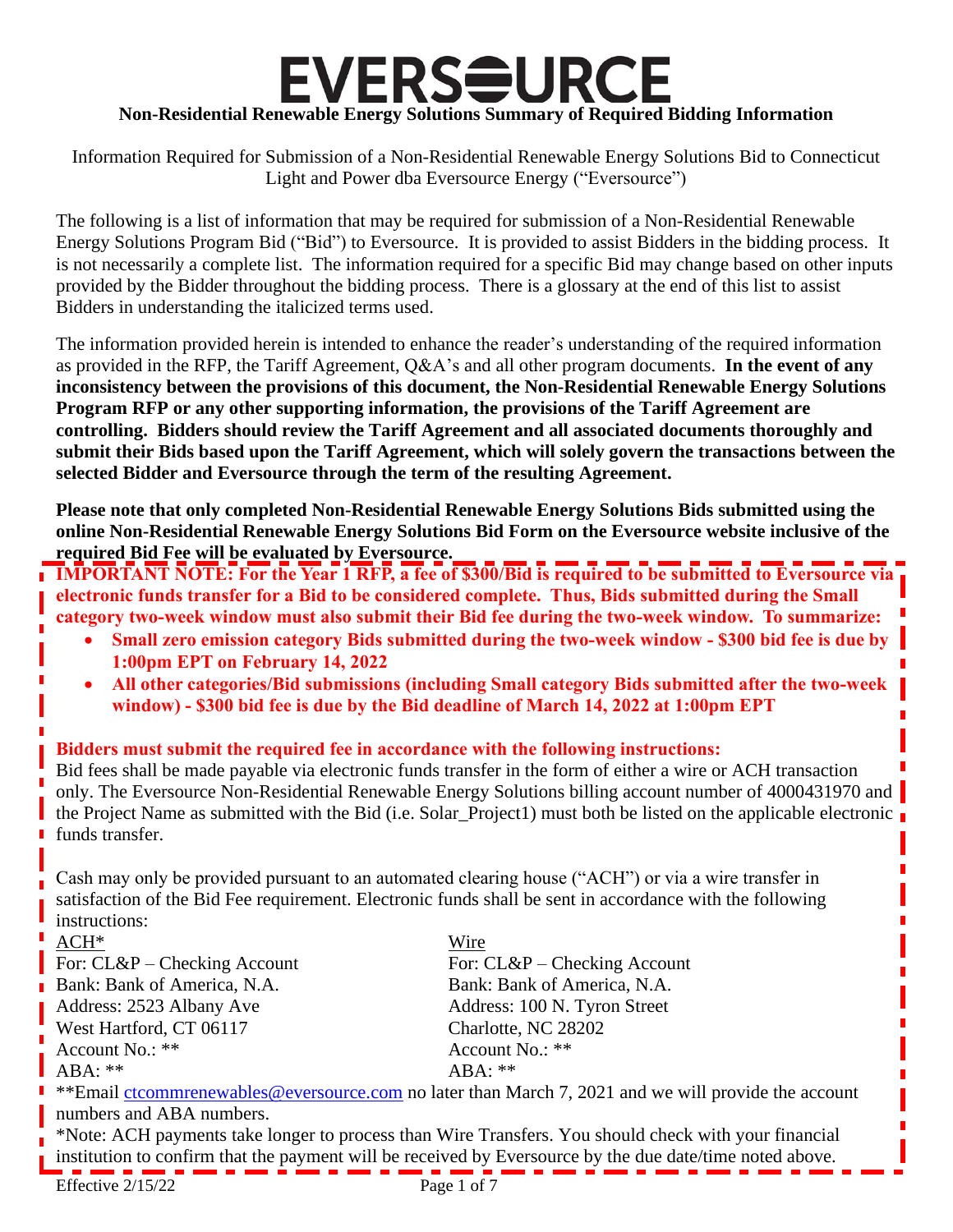# EVERSOURCE

## Non-Residential Renewable Energy Solutions Summary of Required Bidding Information

Information Required for Submission of a Non-Residential Renewable Energy Solutions Bid to Connecticut Light and Power dba Eversource Energy ("Eversource")

The following is a list of information that may be required for submission of a Non-Residential Renewable Energy Solutions Program Bid ("Bid") to Eversource. It is provided to assist Bidders in the bidding process. It is not necessarily a complete list. The information required for a specific Bid may change based on other inputs provided by the Bidder throughout the bidding process. There is a glossary at the end of this list to assist Bidders in understanding the italicized terms used.

The information provided herein is intended to enhance the reader's understanding of the required information as provided in the RFP, the Tariff Agreement, Q&A's and all other program documents. **In the event of any inconsistency between the provisions of this document, the Non-Residential Renewable Energy Solutions Program RFP or any other supporting information, the provisions of the Tariff Agreement are controlling. Bidders should review the Tariff Agreement and all associated documents thoroughly and submit their Bids based upon the Tariff Agreement, which will solely govern the transactions between the selected Bidder and Eversource through the term of the resulting Agreement.**

**Please note that only completed Non-Residential Renewable Energy Solutions Bids submitted using the online Non-Residential Renewable Energy Solutions Bid Form on the Eversource website inclusive of the required Bid Fee will be evaluated by Eversource.**

**IMPORTANT NOTE: For the Year 1 RFP, a fee of $300/Bid is required to be submitted to Eversource via electronic funds transfer for a Bid to be considered complete. Thus, Bids submitted during the Small category two-week window must also submit their Bid fee during the two-week window. To summarize:**

- **Small zero emission category Bids submitted during the two-week window - $300 bid fee is due by 1:00pm EPT on February 14, 2022**
- **All other categories/Bid submissions (including Small category Bids submitted after the two-week window) - $300 bid fee is due by the Bid deadline of March 14, 2022 at 1:00pm EPT**

**Bidders must submit the required fee in accordance with the following instructions:**

Bid fees shall be made payable via electronic funds transfer in the form of either a wire or ACH transaction only. The Eversource Non-Residential Renewable Energy Solutions billing account number of 4000431970 and the Project Name as submitted with the Bid (i.e. Solar_Project1) must both be listed on the applicable electronic funds transfer.

Cash may only be provided pursuant to an automated clearing house ("ACH") or via a wire transfer in satisfaction of the Bid Fee requirement. Electronic funds shall be sent in accordance with the following instructions:

ACH*
For: CL&P – Checking Account
Bank: Bank of America, N.A.
Address: 2523 Albany Ave
West Hartford, CT 06117
Account No.: **
ABA: **

Wire
For: CL&P – Checking Account
Bank: Bank of America, N.A.
Address: 100 N. Tyron Street
Charlotte, NC 28202
Account No.: **
ABA: **

**Email ctcommrenewables@eversource.com no later than March 7, 2021 and we will provide the account numbers and ABA numbers.

*Note: ACH payments take longer to process than Wire Transfers. You should check with your financial institution to confirm that the payment will be received by Eversource by the due date/time noted above.

Effective 2/15/22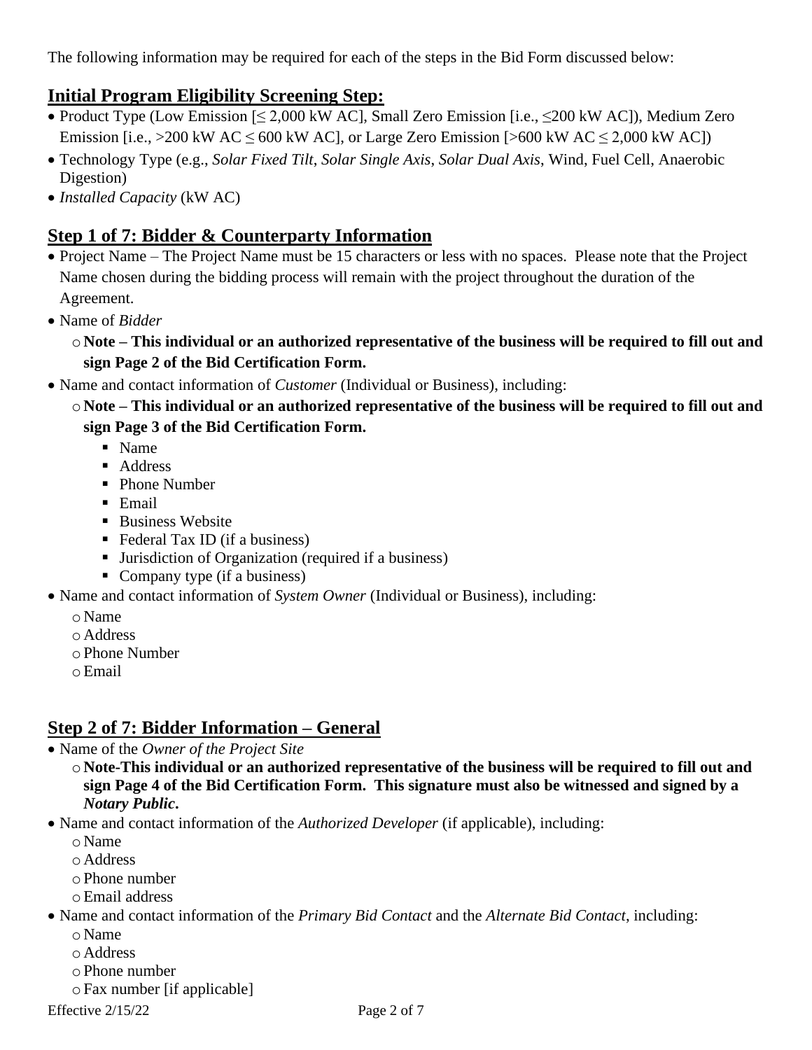The following information may be required for each of the steps in the Bid Form discussed below:

## **Initial Program Eligibility Screening Step:**

- Product Type (Low Emission [≤ 2,000 kW AC], Small Zero Emission [i.e., ≤200 kW AC]), Medium Zero Emission [i.e., >200 kW AC ≤ 600 kW AC], or Large Zero Emission [>600 kW AC ≤ 2,000 kW AC])
- Technology Type (e.g., *Solar Fixed Tilt*, *Solar Single Axis*, *Solar Dual Axis*, Wind, Fuel Cell, Anaerobic Digestion)
- *Installed Capacity* (kW AC)

## **Step 1 of 7: Bidder & Counterparty Information**

- Project Name – The Project Name must be 15 characters or less with no spaces. Please note that the Project Name chosen during the bidding process will remain with the project throughout the duration of the Agreement.
- Name of *Bidder*
  - **Note – This individual or an authorized representative of the business will be required to fill out and sign Page 2 of the Bid Certification Form.**
- Name and contact information of *Customer* (Individual or Business), including:
  - **Note – This individual or an authorized representative of the business will be required to fill out and sign Page 3 of the Bid Certification Form.**
    - Name
    - Address
    - Phone Number
    - Email
    - Business Website
    - Federal Tax ID (if a business)
    - Jurisdiction of Organization (required if a business)
    - Company type (if a business)
- Name and contact information of *System Owner* (Individual or Business), including:
  - Name
  - Address
  - Phone Number
  - Email

## **Step 2 of 7: Bidder Information – General**

- Name of the *Owner of the Project Site*
  - **Note-This individual or an authorized representative of the business will be required to fill out and sign Page 4 of the Bid Certification Form. This signature must also be witnessed and signed by a *Notary Public*.**
- Name and contact information of the *Authorized Developer* (if applicable), including:
  - Name
  - Address
  - Phone number
  - Email address
- Name and contact information of the *Primary Bid Contact* and the *Alternate Bid Contact*, including:
  - Name
  - Address
  - Phone number
  - Fax number [if applicable]

Effective 2/15/22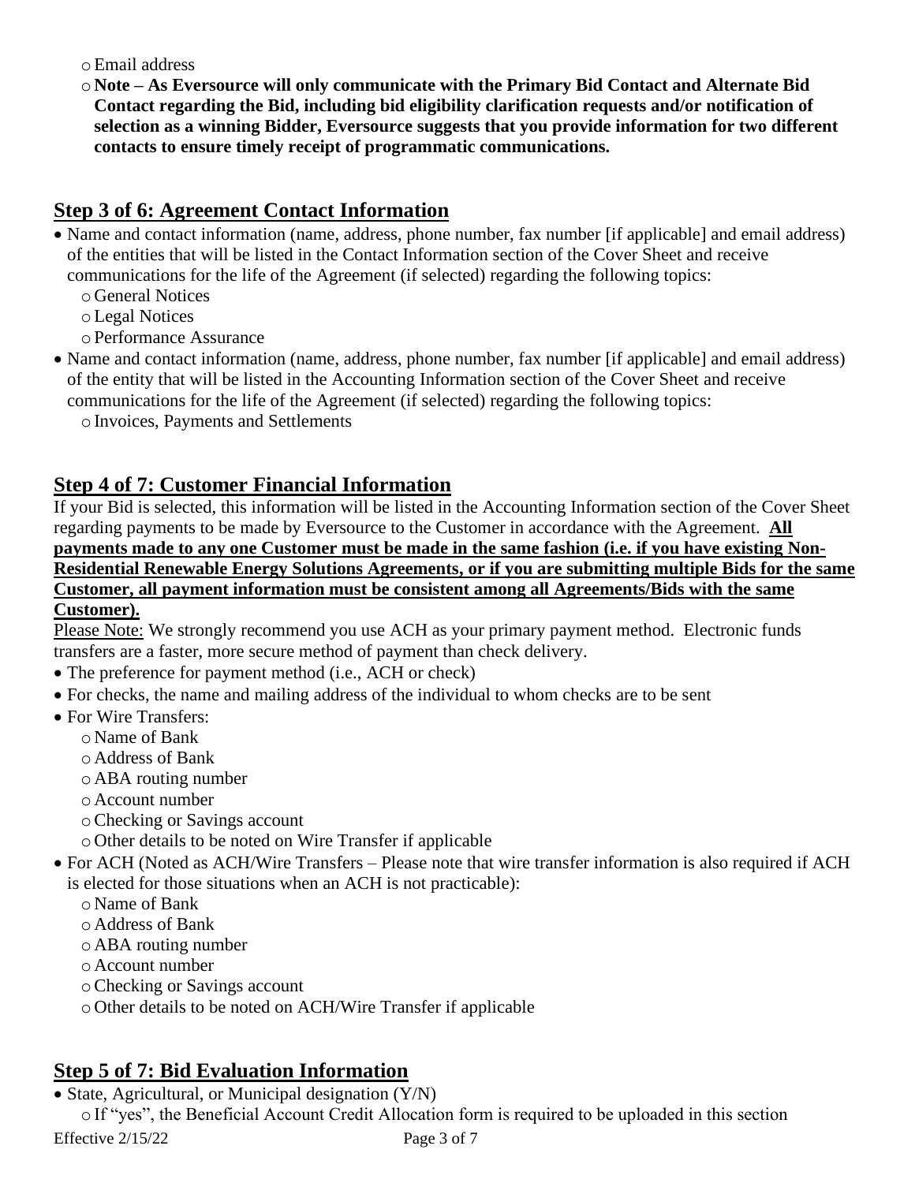- Email address
  - **Note – As Eversource will only communicate with the Primary Bid Contact and Alternate Bid Contact regarding the Bid, including bid eligibility clarification requests and/or notification of selection as a winning Bidder, Eversource suggests that you provide information for two different contacts to ensure timely receipt of programmatic communications.**

## Step 3 of 6: Agreement Contact Information

- Name and contact information (name, address, phone number, fax number [if applicable] and email address) of the entities that will be listed in the Contact Information section of the Cover Sheet and receive communications for the life of the Agreement (if selected) regarding the following topics:
  - General Notices
  - Legal Notices
  - Performance Assurance
- Name and contact information (name, address, phone number, fax number [if applicable] and email address) of the entity that will be listed in the Accounting Information section of the Cover Sheet and receive communications for the life of the Agreement (if selected) regarding the following topics:
  - Invoices, Payments and Settlements

## Step 4 of 7: Customer Financial Information

If your Bid is selected, this information will be listed in the Accounting Information section of the Cover Sheet regarding payments to be made by Eversource to the Customer in accordance with the Agreement. **All payments made to any one Customer must be made in the same fashion (i.e. if you have existing Non-Residential Renewable Energy Solutions Agreements, or if you are submitting multiple Bids for the same Customer, all payment information must be consistent among all Agreements/Bids with the same Customer).**

Please Note: We strongly recommend you use ACH as your primary payment method. Electronic funds transfers are a faster, more secure method of payment than check delivery.

- The preference for payment method (i.e., ACH or check)
- For checks, the name and mailing address of the individual to whom checks are to be sent
- For Wire Transfers:
  - Name of Bank
  - Address of Bank
  - ABA routing number
  - Account number
  - Checking or Savings account
  - Other details to be noted on Wire Transfer if applicable
- For ACH (Noted as ACH/Wire Transfers – Please note that wire transfer information is also required if ACH is elected for those situations when an ACH is not practicable):
  - Name of Bank
  - Address of Bank
  - ABA routing number
  - Account number
  - Checking or Savings account
  - Other details to be noted on ACH/Wire Transfer if applicable

## Step 5 of 7: Bid Evaluation Information

- State, Agricultural, or Municipal designation (Y/N)
  - If "yes", the Beneficial Account Credit Allocation form is required to be uploaded in this section

Effective 2/15/22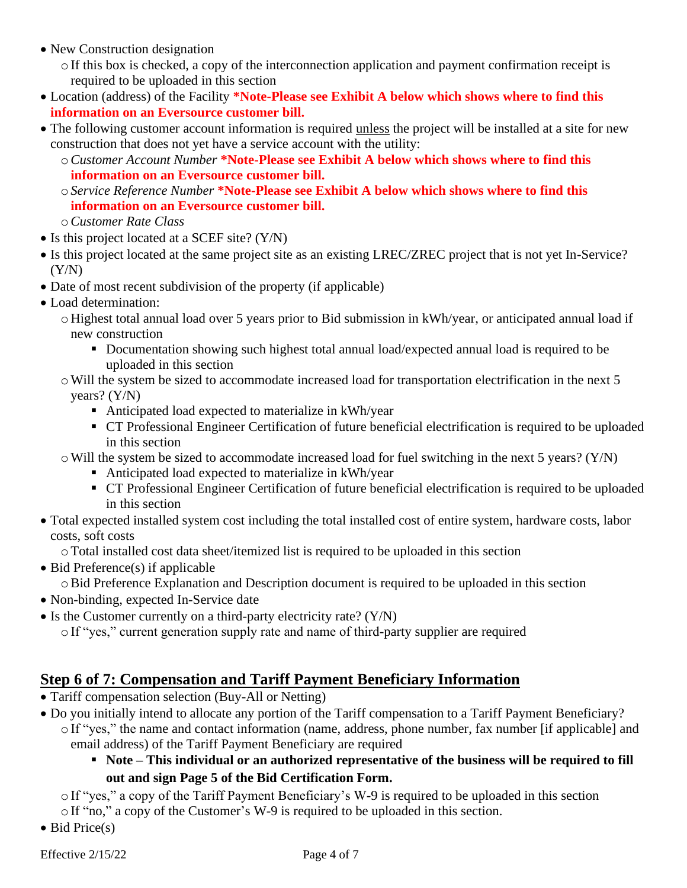- New Construction designation
  - If this box is checked, a copy of the interconnection application and payment confirmation receipt is required to be uploaded in this section
- Location (address) of the Facility **\*Note-Please see Exhibit A below which shows where to find this information on an Eversource customer bill.**
- The following customer account information is required unless the project will be installed at a site for new construction that does not yet have a service account with the utility:
  - *Customer Account Number* **\*Note-Please see Exhibit A below which shows where to find this information on an Eversource customer bill.**
  - *Service Reference Number* **\*Note-Please see Exhibit A below which shows where to find this information on an Eversource customer bill.**
  - *Customer Rate Class*
- Is this project located at a SCEF site? (Y/N)
- Is this project located at the same project site as an existing LREC/ZREC project that is not yet In-Service? (Y/N)
- Date of most recent subdivision of the property (if applicable)
- Load determination:
  - Highest total annual load over 5 years prior to Bid submission in kWh/year, or anticipated annual load if new construction
    - Documentation showing such highest total annual load/expected annual load is required to be uploaded in this section
  - Will the system be sized to accommodate increased load for transportation electrification in the next 5 years? (Y/N)
    - Anticipated load expected to materialize in kWh/year
    - CT Professional Engineer Certification of future beneficial electrification is required to be uploaded in this section
  - Will the system be sized to accommodate increased load for fuel switching in the next 5 years? (Y/N)
    - Anticipated load expected to materialize in kWh/year
    - CT Professional Engineer Certification of future beneficial electrification is required to be uploaded in this section
- Total expected installed system cost including the total installed cost of entire system, hardware costs, labor costs, soft costs
  - Total installed cost data sheet/itemized list is required to be uploaded in this section
- Bid Preference(s) if applicable
  - Bid Preference Explanation and Description document is required to be uploaded in this section
- Non-binding, expected In-Service date
- Is the Customer currently on a third-party electricity rate? (Y/N)
  - If "yes," current generation supply rate and name of third-party supplier are required

## Step 6 of 7: Compensation and Tariff Payment Beneficiary Information

- Tariff compensation selection (Buy-All or Netting)
- Do you initially intend to allocate any portion of the Tariff compensation to a Tariff Payment Beneficiary?
  - If "yes," the name and contact information (name, address, phone number, fax number [if applicable] and email address) of the Tariff Payment Beneficiary are required
    - **Note – This individual or an authorized representative of the business will be required to fill out and sign Page 5 of the Bid Certification Form.**
  - If "yes," a copy of the Tariff Payment Beneficiary's W-9 is required to be uploaded in this section
  - If "no," a copy of the Customer's W-9 is required to be uploaded in this section.
- Bid Price(s)

Effective 2/15/22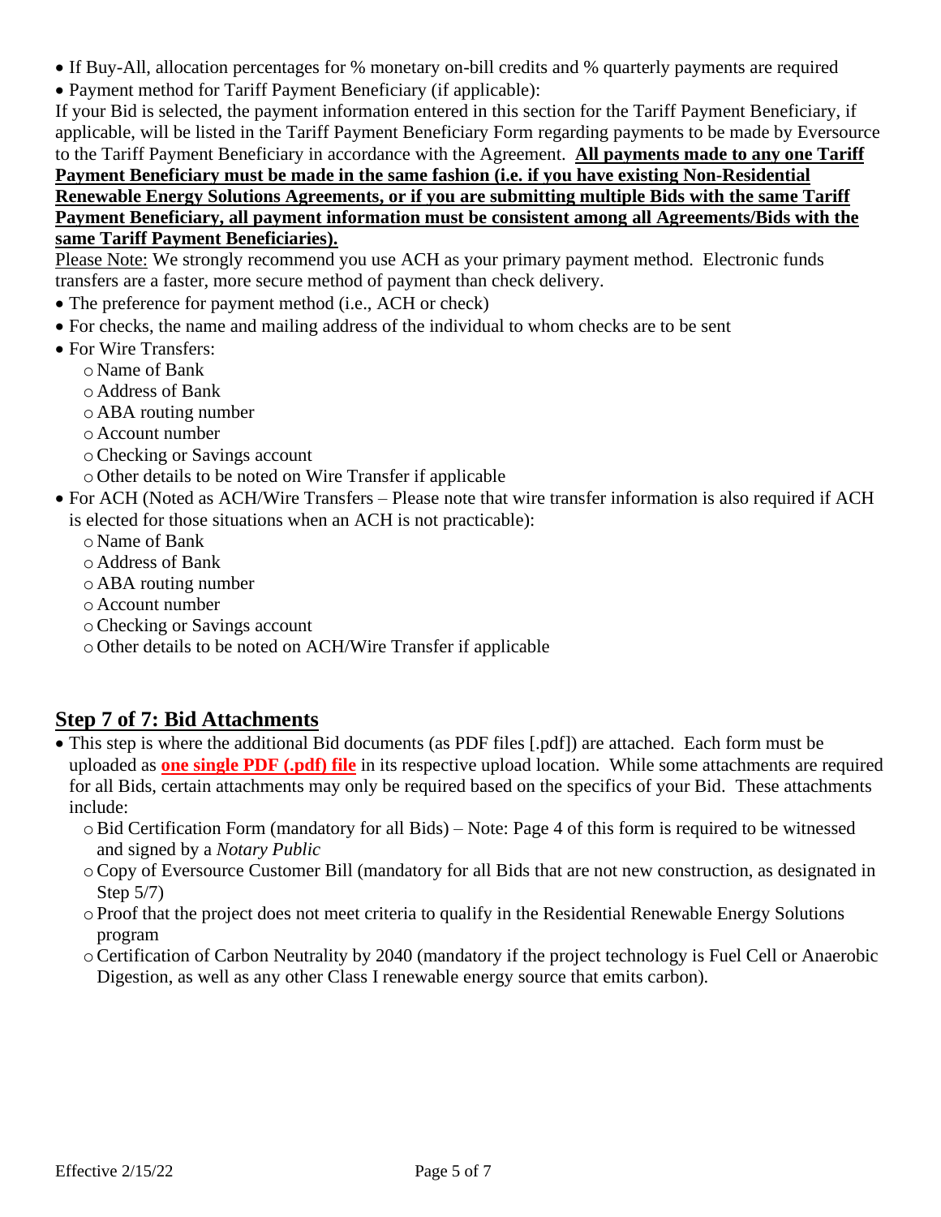- If Buy-All, allocation percentages for % monetary on-bill credits and % quarterly payments are required
- Payment method for Tariff Payment Beneficiary (if applicable):

If your Bid is selected, the payment information entered in this section for the Tariff Payment Beneficiary, if applicable, will be listed in the Tariff Payment Beneficiary Form regarding payments to be made by Eversource to the Tariff Payment Beneficiary in accordance with the Agreement. **All payments made to any one Tariff Payment Beneficiary must be made in the same fashion (i.e. if you have existing Non-Residential Renewable Energy Solutions Agreements, or if you are submitting multiple Bids with the same Tariff Payment Beneficiary, all payment information must be consistent among all Agreements/Bids with the same Tariff Payment Beneficiaries).**

Please Note: We strongly recommend you use ACH as your primary payment method. Electronic funds transfers are a faster, more secure method of payment than check delivery.

- The preference for payment method (i.e., ACH or check)
- For checks, the name and mailing address of the individual to whom checks are to be sent
- For Wire Transfers:
  - Name of Bank
  - Address of Bank
  - ABA routing number
  - Account number
  - Checking or Savings account
  - Other details to be noted on Wire Transfer if applicable
- For ACH (Noted as ACH/Wire Transfers – Please note that wire transfer information is also required if ACH is elected for those situations when an ACH is not practicable):
  - Name of Bank
  - Address of Bank
  - ABA routing number
  - Account number
  - Checking or Savings account
  - Other details to be noted on ACH/Wire Transfer if applicable

## Step 7 of 7: Bid Attachments

- This step is where the additional Bid documents (as PDF files [.pdf]) are attached. Each form must be uploaded as **one single PDF (.pdf) file** in its respective upload location. While some attachments are required for all Bids, certain attachments may only be required based on the specifics of your Bid. These attachments include:
  - Bid Certification Form (mandatory for all Bids) – Note: Page 4 of this form is required to be witnessed and signed by a *Notary Public*
  - Copy of Eversource Customer Bill (mandatory for all Bids that are not new construction, as designated in Step 5/7)
  - Proof that the project does not meet criteria to qualify in the Residential Renewable Energy Solutions program
  - Certification of Carbon Neutrality by 2040 (mandatory if the project technology is Fuel Cell or Anaerobic Digestion, as well as any other Class I renewable energy source that emits carbon).

Effective 2/15/22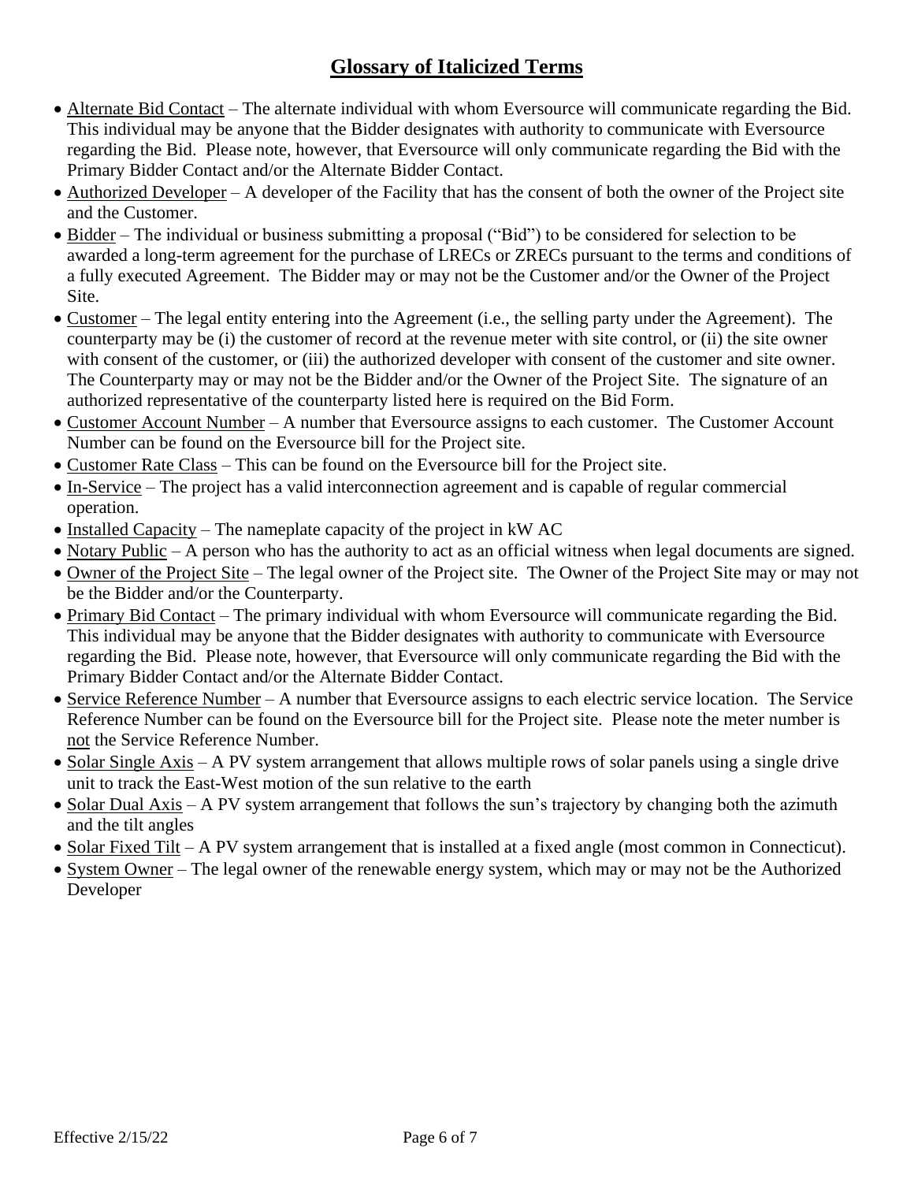## Glossary of Italicized Terms

- Alternate Bid Contact – The alternate individual with whom Eversource will communicate regarding the Bid. This individual may be anyone that the Bidder designates with authority to communicate with Eversource regarding the Bid. Please note, however, that Eversource will only communicate regarding the Bid with the Primary Bidder Contact and/or the Alternate Bidder Contact.
- Authorized Developer – A developer of the Facility that has the consent of both the owner of the Project site and the Customer.
- Bidder – The individual or business submitting a proposal ("Bid") to be considered for selection to be awarded a long-term agreement for the purchase of LRECs or ZRECs pursuant to the terms and conditions of a fully executed Agreement. The Bidder may or may not be the Customer and/or the Owner of the Project Site.
- Customer – The legal entity entering into the Agreement (i.e., the selling party under the Agreement). The counterparty may be (i) the customer of record at the revenue meter with site control, or (ii) the site owner with consent of the customer, or (iii) the authorized developer with consent of the customer and site owner. The Counterparty may or may not be the Bidder and/or the Owner of the Project Site. The signature of an authorized representative of the counterparty listed here is required on the Bid Form.
- Customer Account Number – A number that Eversource assigns to each customer. The Customer Account Number can be found on the Eversource bill for the Project site.
- Customer Rate Class – This can be found on the Eversource bill for the Project site.
- In-Service – The project has a valid interconnection agreement and is capable of regular commercial operation.
- Installed Capacity – The nameplate capacity of the project in kW AC
- Notary Public – A person who has the authority to act as an official witness when legal documents are signed.
- Owner of the Project Site – The legal owner of the Project site. The Owner of the Project Site may or may not be the Bidder and/or the Counterparty.
- Primary Bid Contact – The primary individual with whom Eversource will communicate regarding the Bid. This individual may be anyone that the Bidder designates with authority to communicate with Eversource regarding the Bid. Please note, however, that Eversource will only communicate regarding the Bid with the Primary Bidder Contact and/or the Alternate Bidder Contact.
- Service Reference Number – A number that Eversource assigns to each electric service location. The Service Reference Number can be found on the Eversource bill for the Project site. Please note the meter number is not the Service Reference Number.
- Solar Single Axis – A PV system arrangement that allows multiple rows of solar panels using a single drive unit to track the East-West motion of the sun relative to the earth
- Solar Dual Axis – A PV system arrangement that follows the sun's trajectory by changing both the azimuth and the tilt angles
- Solar Fixed Tilt – A PV system arrangement that is installed at a fixed angle (most common in Connecticut).
- System Owner – The legal owner of the renewable energy system, which may or may not be the Authorized Developer

Effective 2/15/22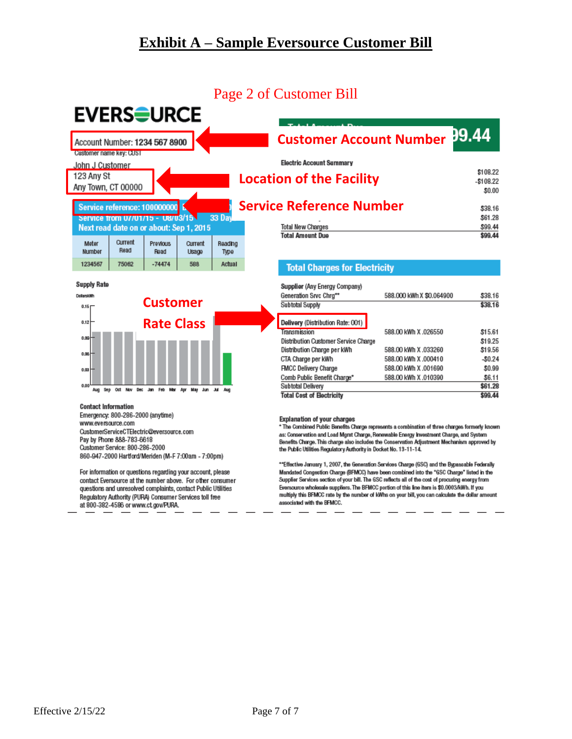# Exhibit A – Sample Eversource Customer Bill

Page 2 of Customer Bill

EVERSOURCE

Account Number: 1234 567 8900

Customer name key: CUST

John J Customer

123 Any St

Any Town, CT 00000

Customer Account Number

Location of the Facility

Service Reference Number

Service reference: 100000000

Service from 07/01/15 - 08/03/15 33 Days

Next read date on or about: Sep 1, 2015

| Meter Number | Current Read | Previous Read | Current Usage | Reading Type |
|---|---|---|---|---|
| 1234567 | 75062 | -74474 | 588 | Actual |

Supply Rate

Dollars/kWh

0.15

0.12

0.09

0.06

0.03

0.00

Aug Sep Oct Nov Dec Jan Feb Mar Apr May Jun Jul Aug

Customer Rate Class

Contact Information

Emergency: 800-286-2000 (anytime)

www.eversource.com

CustomerServiceCTElectric@eversource.com

Pay by Phone 888-783-6618

Customer Service: 800-286-2000

860-947-2000 Hartford/Meriden (M-F 7:00am - 7:00pm)

For information or questions regarding your account, please contact Eversource at the number above. For other consumer questions and unresolved complaints, contact Public Utilities Regulatory Authority (PURA) Consumer Services toll free at 800-382-4586 or www.ct.gov/PURA.

Total Amount Due $99.44

Electric Account Summary

| | |
|---|---|
| | $108.22 |
| | -$108.22 |
| | $0.00 |
| | $38.16 |
| | $61.28 |
| Total New Charges | $99.44 |
| Total Amount Due | $99.44 |

## Total Charges for Electricity

| | | |
|---|---|---|
| **Supplier** (Any Energy Company) | | |
| Generation Srvc Chrg** | 588.000 kWh X $0.064900 | $38.16 |
| Subtotal Supply | | $38.16 |
| **Delivery** (Distribution Rate: 001) | | |
| Transmission | 588.00 kWh X .026550 | $15.61 |
| Distribution Customer Service Charge | | $19.25 |
| Distribution Charge per kWh | 588.00 kWh X .033260 | $19.56 |
| CTA Charge per kWh | 588.00 kWh X .000410 | -$0.24 |
| FMCC Delivery Charge | 588.00 kWh X .001690 | $0.99 |
| Comb Public Benefit Charge* | 588.00 kWh X .010390 | $6.11 |
| Subtotal Delivery | | $61.28 |
| Total Cost of Electricity | | $99.44 |

**Explanation of your charges**

* The Combined Public Benefits Charge represents a combination of three charges formerly known as: Conservation and Load Mgmt Charge, Renewable Energy Investment Charge, and System Benefits Charge. This charge also includes the Conservation Adjustment Mechanism approved by the Public Utilities Regulatory Authority in Docket No. 13-11-14.

**Effective January 1, 2007, the Generation Services Charge (GSC) and the Bypassable Federally Mandated Congestion Charge (BFMCC) have been combined into the "GSC Charge" listed in the Supplier Services section of your bill. The GSC reflects all of the cost of procuring energy from Eversource wholesale suppliers. The BFMCC portion of this line item is $0.0003/kWh. If you multiply this BFMCC rate by the number of kWhs on your bill, you can calculate the dollar amount associated with the BFMCC.

Effective 2/15/22